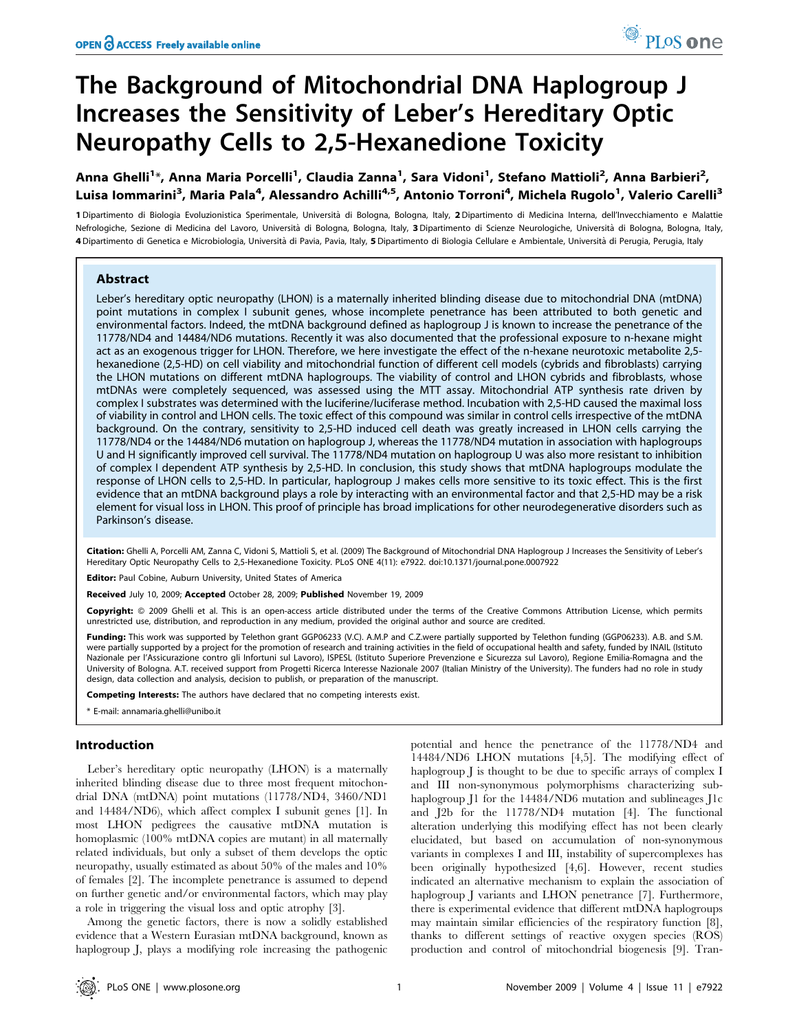# The Background of Mitochondrial DNA Haplogroup J Increases the Sensitivity of Leber's Hereditary Optic Neuropathy Cells to 2,5-Hexanedione Toxicity

Anna Ghelli[1]*, Anna Maria Porcelli[1], Claudia Zanna[1], Sara Vidoni[1], Stefano Mattioli[2], Anna Barbieri[2], Luisa Iommarini[3], Maria Pala[4], Alessandro Achilli[4,5], Antonio Torroni[4], Michela Rugolo[1], Valerio Carelli[3]

**1** Dipartimento di Biologia Evoluzionistica Sperimentale, Università di Bologna, Bologna, Italy, **2** Dipartimento di Medicina Interna, dell'Invecchiamento e Malattie Nefrologiche, Sezione di Medicina del Lavoro, Università di Bologna, Bologna, Italy, **3** Dipartimento di Scienze Neurologiche, Università di Bologna, Bologna, Italy, **4** Dipartimento di Genetica e Microbiologia, Università di Pavia, Pavia, Italy, **5** Dipartimento di Biologia Cellulare e Ambientale, Università di Perugia, Perugia, Italy

## Abstract

Leber's hereditary optic neuropathy (LHON) is a maternally inherited blinding disease due to mitochondrial DNA (mtDNA) point mutations in complex I subunit genes, whose incomplete penetrance has been attributed to both genetic and environmental factors. Indeed, the mtDNA background defined as haplogroup J is known to increase the penetrance of the 11778/ND4 and 14484/ND6 mutations. Recently it was also documented that the professional exposure to n-hexane might act as an exogenous trigger for LHON. Therefore, we here investigate the effect of the n-hexane neurotoxic metabolite 2,5-hexanedione (2,5-HD) on cell viability and mitochondrial function of different cell models (cybrids and fibroblasts) carrying the LHON mutations on different mtDNA haplogroups. The viability of control and LHON cybrids and fibroblasts, whose mtDNAs were completely sequenced, was assessed using the MTT assay. Mitochondrial ATP synthesis rate driven by complex I substrates was determined with the luciferine/luciferase method. Incubation with 2,5-HD caused the maximal loss of viability in control and LHON cells. The toxic effect of this compound was similar in control cells irrespective of the mtDNA background. On the contrary, sensitivity to 2,5-HD induced cell death was greatly increased in LHON cells carrying the 11778/ND4 or the 14484/ND6 mutation on haplogroup J, whereas the 11778/ND4 mutation in association with haplogroups U and H significantly improved cell survival. The 11778/ND4 mutation on haplogroup U was also more resistant to inhibition of complex I dependent ATP synthesis by 2,5-HD. In conclusion, this study shows that mtDNA haplogroups modulate the response of LHON cells to 2,5-HD. In particular, haplogroup J makes cells more sensitive to its toxic effect. This is the first evidence that an mtDNA background plays a role by interacting with an environmental factor and that 2,5-HD may be a risk element for visual loss in LHON. This proof of principle has broad implications for other neurodegenerative disorders such as Parkinson's disease.

**Citation:** Ghelli A, Porcelli AM, Zanna C, Vidoni S, Mattioli S, et al. (2009) The Background of Mitochondrial DNA Haplogroup J Increases the Sensitivity of Leber's Hereditary Optic Neuropathy Cells to 2,5-Hexanedione Toxicity. PLoS ONE 4(11): e7922. doi:10.1371/journal.pone.0007922

**Editor:** Paul Cobine, Auburn University, United States of America

**Received** July 10, 2009; **Accepted** October 28, 2009; **Published** November 19, 2009

**Copyright:** © 2009 Ghelli et al. This is an open-access article distributed under the terms of the Creative Commons Attribution License, which permits unrestricted use, distribution, and reproduction in any medium, provided the original author and source are credited.

**Funding:** This work was supported by Telethon grant GGP06233 (V.C). A.M.P and C.Z.were partially supported by Telethon funding (GGP06233). A.B. and S.M. were partially supported by a project for the promotion of research and training activities in the field of occupational health and safety, funded by INAIL (Istituto Nazionale per l'Assicurazione contro gli Infortuni sul Lavoro), ISPESL (Istituto Superiore Prevenzione e Sicurezza sul Lavoro), Regione Emilia-Romagna and the University of Bologna. A.T. received support from Progetti Ricerca Interesse Nazionale 2007 (Italian Ministry of the University). The funders had no role in study design, data collection and analysis, decision to publish, or preparation of the manuscript.

**Competing Interests:** The authors have declared that no competing interests exist.

\* E-mail: annamaria.ghelli@unibo.it

## Introduction

Leber's hereditary optic neuropathy (LHON) is a maternally inherited blinding disease due to three most frequent mitochondrial DNA (mtDNA) point mutations (11778/ND4, 3460/ND1 and 14484/ND6), which affect complex I subunit genes [1]. In most LHON pedigrees the causative mtDNA mutation is homoplasmic (100% mtDNA copies are mutant) in all maternally related individuals, but only a subset of them develops the optic neuropathy, usually estimated as about 50% of the males and 10% of females [2]. The incomplete penetrance is assumed to depend on further genetic and/or environmental factors, which may play a role in triggering the visual loss and optic atrophy [3].

Among the genetic factors, there is now a solidly established evidence that a Western Eurasian mtDNA background, known as haplogroup J, plays a modifying role increasing the pathogenic potential and hence the penetrance of the 11778/ND4 and 14484/ND6 LHON mutations [4,5]. The modifying effect of haplogroup J is thought to be due to specific arrays of complex I and III non-synonymous polymorphisms characterizing subhaplogroup J1 for the 14484/ND6 mutation and sublineages J1c and J2b for the 11778/ND4 mutation [4]. The functional alteration underlying this modifying effect has not been clearly elucidated, but based on accumulation of non-synonymous variants in complexes I and III, instability of supercomplexes has been originally hypothesized [4,6]. However, recent studies indicated an alternative mechanism to explain the association of haplogroup J variants and LHON penetrance [7]. Furthermore, there is experimental evidence that different mtDNA haplogroups may maintain similar efficiencies of the respiratory function [8], thanks to different settings of reactive oxygen species (ROS) production and control of mitochondrial biogenesis [9]. Tran-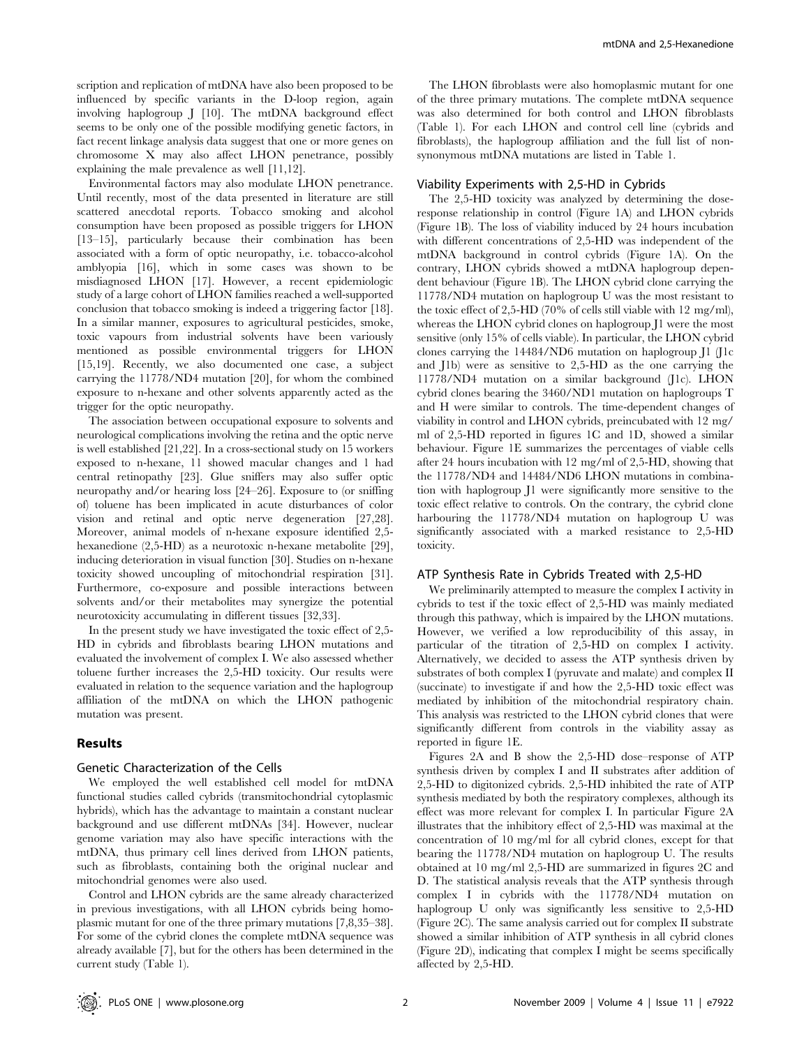scription and replication of mtDNA have also been proposed to be influenced by specific variants in the D-loop region, again involving haplogroup J [10]. The mtDNA background effect seems to be only one of the possible modifying genetic factors, in fact recent linkage analysis data suggest that one or more genes on chromosome X may also affect LHON penetrance, possibly explaining the male prevalence as well [11,12].

Environmental factors may also modulate LHON penetrance. Until recently, most of the data presented in literature are still scattered anecdotal reports. Tobacco smoking and alcohol consumption have been proposed as possible triggers for LHON [13–15], particularly because their combination has been associated with a form of optic neuropathy, i.e. tobacco-alcohol amblyopia [16], which in some cases was shown to be misdiagnosed LHON [17]. However, a recent epidemiologic study of a large cohort of LHON families reached a well-supported conclusion that tobacco smoking is indeed a triggering factor [18]. In a similar manner, exposures to agricultural pesticides, smoke, toxic vapours from industrial solvents have been variously mentioned as possible environmental triggers for LHON [15,19]. Recently, we also documented one case, a subject carrying the 11778/ND4 mutation [20], for whom the combined exposure to n-hexane and other solvents apparently acted as the trigger for the optic neuropathy.

The association between occupational exposure to solvents and neurological complications involving the retina and the optic nerve is well established [21,22]. In a cross-sectional study on 15 workers exposed to n-hexane, 11 showed macular changes and 1 had central retinopathy [23]. Glue sniffers may also suffer optic neuropathy and/or hearing loss [24–26]. Exposure to (or sniffing of) toluene has been implicated in acute disturbances of color vision and retinal and optic nerve degeneration [27,28]. Moreover, animal models of n-hexane exposure identified 2,5-hexanedione (2,5-HD) as a neurotoxic n-hexane metabolite [29], inducing deterioration in visual function [30]. Studies on n-hexane toxicity showed uncoupling of mitochondrial respiration [31]. Furthermore, co-exposure and possible interactions between solvents and/or their metabolites may synergize the potential neurotoxicity accumulating in different tissues [32,33].

In the present study we have investigated the toxic effect of 2,5-HD in cybrids and fibroblasts bearing LHON mutations and evaluated the involvement of complex I. We also assessed whether toluene further increases the 2,5-HD toxicity. Our results were evaluated in relation to the sequence variation and the haplogroup affiliation of the mtDNA on which the LHON pathogenic mutation was present.

## Results

### Genetic Characterization of the Cells

We employed the well established cell model for mtDNA functional studies called cybrids (transmitochondrial cytoplasmic hybrids), which has the advantage to maintain a constant nuclear background and use different mtDNAs [34]. However, nuclear genome variation may also have specific interactions with the mtDNA, thus primary cell lines derived from LHON patients, such as fibroblasts, containing both the original nuclear and mitochondrial genomes were also used.

Control and LHON cybrids are the same already characterized in previous investigations, with all LHON cybrids being homoplasmic mutant for one of the three primary mutations [7,8,35–38]. For some of the cybrid clones the complete mtDNA sequence was already available [7], but for the others has been determined in the current study (Table 1).

The LHON fibroblasts were also homoplasmic mutant for one of the three primary mutations. The complete mtDNA sequence was also determined for both control and LHON fibroblasts (Table 1). For each LHON and control cell line (cybrids and fibroblasts), the haplogroup affiliation and the full list of non-synonymous mtDNA mutations are listed in Table 1.

### Viability Experiments with 2,5-HD in Cybrids

The 2,5-HD toxicity was analyzed by determining the dose-response relationship in control (Figure 1A) and LHON cybrids (Figure 1B). The loss of viability induced by 24 hours incubation with different concentrations of 2,5-HD was independent of the mtDNA background in control cybrids (Figure 1A). On the contrary, LHON cybrids showed a mtDNA haplogroup dependent behaviour (Figure 1B). The LHON cybrid clone carrying the 11778/ND4 mutation on haplogroup U was the most resistant to the toxic effect of 2,5-HD (70% of cells still viable with 12 mg/ml), whereas the LHON cybrid clones on haplogroup J1 were the most sensitive (only 15% of cells viable). In particular, the LHON cybrid clones carrying the 14484/ND6 mutation on haplogroup J1 (J1c and J1b) were as sensitive to 2,5-HD as the one carrying the 11778/ND4 mutation on a similar background (J1c). LHON cybrid clones bearing the 3460/ND1 mutation on haplogroups T and H were similar to controls. The time-dependent changes of viability in control and LHON cybrids, preincubated with 12 mg/ml of 2,5-HD reported in figures 1C and 1D, showed a similar behaviour. Figure 1E summarizes the percentages of viable cells after 24 hours incubation with 12 mg/ml of 2,5-HD, showing that the 11778/ND4 and 14484/ND6 LHON mutations in combination with haplogroup J1 were significantly more sensitive to the toxic effect relative to controls. On the contrary, the cybrid clone harbouring the 11778/ND4 mutation on haplogroup U was significantly associated with a marked resistance to 2,5-HD toxicity.

### ATP Synthesis Rate in Cybrids Treated with 2,5-HD

We preliminarily attempted to measure the complex I activity in cybrids to test if the toxic effect of 2,5-HD was mainly mediated through this pathway, which is impaired by the LHON mutations. However, we verified a low reproducibility of this assay, in particular of the titration of 2,5-HD on complex I activity. Alternatively, we decided to assess the ATP synthesis driven by substrates of both complex I (pyruvate and malate) and complex II (succinate) to investigate if and how the 2,5-HD toxic effect was mediated by inhibition of the mitochondrial respiratory chain. This analysis was restricted to the LHON cybrid clones that were significantly different from controls in the viability assay as reported in figure 1E.

Figures 2A and B show the 2,5-HD dose–response of ATP synthesis driven by complex I and II substrates after addition of 2,5-HD to digitonized cybrids. 2,5-HD inhibited the rate of ATP synthesis mediated by both the respiratory complexes, although its effect was more relevant for complex I. In particular Figure 2A illustrates that the inhibitory effect of 2,5-HD was maximal at the concentration of 10 mg/ml for all cybrid clones, except for that bearing the 11778/ND4 mutation on haplogroup U. The results obtained at 10 mg/ml 2,5-HD are summarized in figures 2C and D. The statistical analysis reveals that the ATP synthesis through complex I in cybrids with the 11778/ND4 mutation on haplogroup U only was significantly less sensitive to 2,5-HD (Figure 2C). The same analysis carried out for complex II substrate showed a similar inhibition of ATP synthesis in all cybrid clones (Figure 2D), indicating that complex I might be seems specifically affected by 2,5-HD.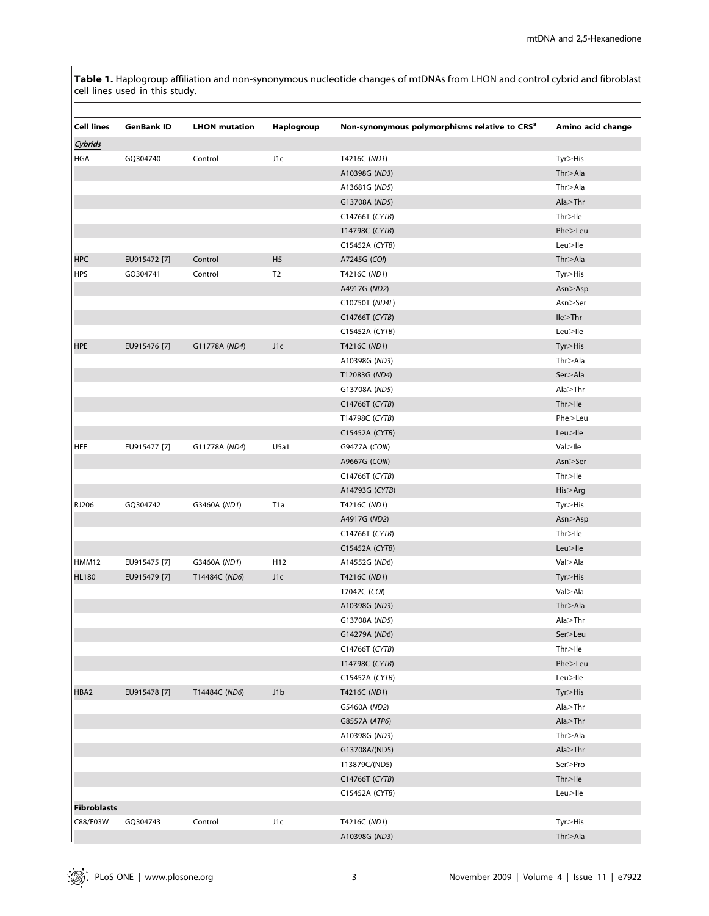**Table 1.** Haplogroup affiliation and non-synonymous nucleotide changes of mtDNAs from LHON and control cybrid and fibroblast cell lines used in this study.

| Cell lines | GenBank ID | LHON mutation | Haplogroup | Non-synonymous polymorphisms relative to CRS[a] | Amino acid change |
|---|---|---|---|---|---|
| ***Cybrids*** | | | | | |
| HGA | GQ304740 | Control | J1c | T4216C (*ND1*) | Tyr>His |
| | | | | A10398G (*ND3*) | Thr>Ala |
| | | | | A13681G (*ND5*) | Thr>Ala |
| | | | | G13708A (*ND5*) | Ala>Thr |
| | | | | C14766T (*CYTB*) | Thr>Ile |
| | | | | T14798C (*CYTB*) | Phe>Leu |
| | | | | C15452A (*CYTB*) | Leu>Ile |
| HPC | EU915472 [7] | Control | H5 | A7245G (*COI*) | Thr>Ala |
| HPS | GQ304741 | Control | T2 | T4216C (*ND1*) | Tyr>His |
| | | | | A4917G (*ND2*) | Asn>Asp |
| | | | | C10750T (*ND4L*) | Asn>Ser |
| | | | | C14766T (*CYTB*) | Ile>Thr |
| | | | | C15452A (*CYTB*) | Leu>Ile |
| HPE | EU915476 [7] | G11778A (*ND4*) | J1c | T4216C (*ND1*) | Tyr>His |
| | | | | A10398G (*ND3*) | Thr>Ala |
| | | | | T12083G (*ND4*) | Ser>Ala |
| | | | | G13708A (*ND5*) | Ala>Thr |
| | | | | C14766T (*CYTB*) | Thr>Ile |
| | | | | T14798C (*CYTB*) | Phe>Leu |
| | | | | C15452A (*CYTB*) | Leu>Ile |
| HFF | EU915477 [7] | G11778A (*ND4*) | U5a1 | G9477A (*COIII*) | Val>Ile |
| | | | | A9667G (*COIII*) | Asn>Ser |
| | | | | C14766T (*CYTB*) | Thr>Ile |
| | | | | A14793G (*CYTB*) | His>Arg |
| RJ206 | GQ304742 | G3460A (*ND1*) | T1a | T4216C (*ND1*) | Tyr>His |
| | | | | A4917G (*ND2*) | Asn>Asp |
| | | | | C14766T (*CYTB*) | Thr>Ile |
| | | | | C15452A (*CYTB*) | Leu>Ile |
| HMM12 | EU915475 [7] | G3460A (*ND1*) | H12 | A14552G (*ND6*) | Val>Ala |
| HL180 | EU915479 [7] | T14484C (*ND6*) | J1c | T4216C (*ND1*) | Tyr>His |
| | | | | T7042C (*COI*) | Val>Ala |
| | | | | A10398G (*ND3*) | Thr>Ala |
| | | | | G13708A (*ND5*) | Ala>Thr |
| | | | | G14279A (*ND6*) | Ser>Leu |
| | | | | C14766T (*CYTB*) | Thr>Ile |
| | | | | T14798C (*CYTB*) | Phe>Leu |
| | | | | C15452A (*CYTB*) | Leu>Ile |
| HBA2 | EU915478 [7] | T14484C (*ND6*) | J1b | T4216C (*ND1*) | Tyr>His |
| | | | | G5460A (*ND2*) | Ala>Thr |
| | | | | G8557A (*ATP6*) | Ala>Thr |
| | | | | A10398G (*ND3*) | Thr>Ala |
| | | | | G13708A/(ND5) | Ala>Thr |
| | | | | T13879C/(ND5) | Ser>Pro |
| | | | | C14766T (*CYTB*) | Thr>Ile |
| | | | | C15452A (*CYTB*) | Leu>Ile |
| **Fibroblasts** | | | | | |
| C88/F03W | GQ304743 | Control | J1c | T4216C (*ND1*) | Tyr>His |
| | | | | A10398G (*ND3*) | Thr>Ala |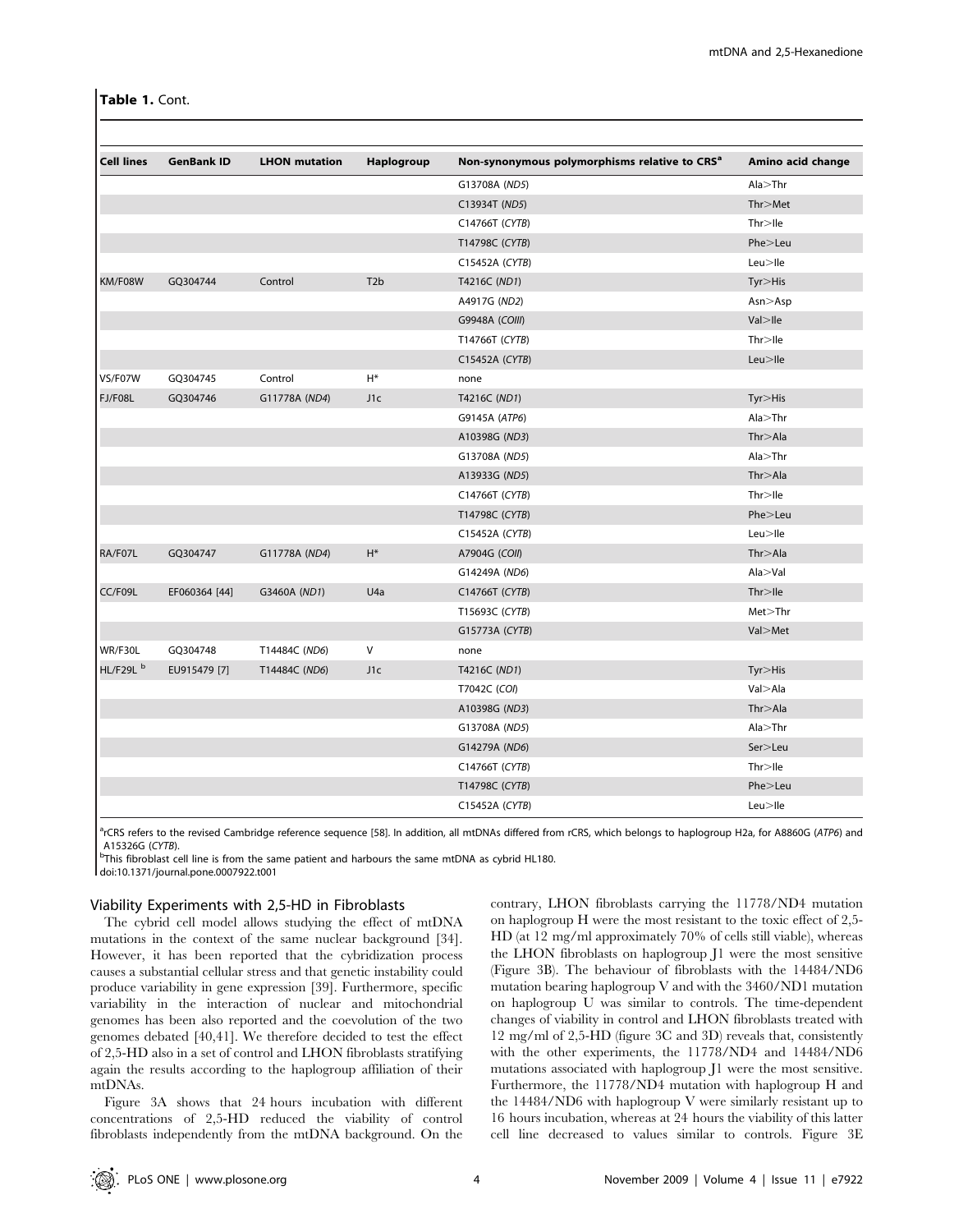**Table 1.** Cont.

| Cell lines | GenBank ID | LHON mutation | Haplogroup | Non-synonymous polymorphisms relative to CRS[a] | Amino acid change |
|---|---|---|---|---|---|
| | | | | G13708A (*ND5*) | Ala>Thr |
| | | | | C13934T (*ND5*) | Thr>Met |
| | | | | C14766T (*CYTB*) | Thr>Ile |
| | | | | T14798C (*CYTB*) | Phe>Leu |
| | | | | C15452A (*CYTB*) | Leu>Ile |
| KM/F08W | GQ304744 | Control | T2b | T4216C (*ND1*) | Tyr>His |
| | | | | A4917G (*ND2*) | Asn>Asp |
| | | | | G9948A (*COIII*) | Val>Ile |
| | | | | T14766T (*CYTB*) | Thr>Ile |
| | | | | C15452A (*CYTB*) | Leu>Ile |
| VS/F07W | GQ304745 | Control | H* | none | |
| FJ/F08L | GQ304746 | G11778A (*ND4*) | J1c | T4216C (*ND1*) | Tyr>His |
| | | | | G9145A (*ATP6*) | Ala>Thr |
| | | | | A10398G (*ND3*) | Thr>Ala |
| | | | | G13708A (*ND5*) | Ala>Thr |
| | | | | A13933G (*ND5*) | Thr>Ala |
| | | | | C14766T (*CYTB*) | Thr>Ile |
| | | | | T14798C (*CYTB*) | Phe>Leu |
| | | | | C15452A (*CYTB*) | Leu>Ile |
| RA/F07L | GQ304747 | G11778A (*ND4*) | H* | A7904G (*COII*) | Thr>Ala |
| | | | | G14249A (*ND6*) | Ala>Val |
| CC/F09L | EF060364 [44] | G3460A (*ND1*) | U4a | C14766T (*CYTB*) | Thr>Ile |
| | | | | T15693C (*CYTB*) | Met>Thr |
| | | | | G15773A (*CYTB*) | Val>Met |
| WR/F30L | GQ304748 | T14484C (*ND6*) | V | none | |
| HL/F29L [b] | EU915479 [7] | T14484C (*ND6*) | J1c | T4216C (*ND1*) | Tyr>His |
| | | | | T7042C (*COI*) | Val>Ala |
| | | | | A10398G (*ND3*) | Thr>Ala |
| | | | | G13708A (*ND5*) | Ala>Thr |
| | | | | G14279A (*ND6*) | Ser>Leu |
| | | | | C14766T (*CYTB*) | Thr>Ile |
| | | | | T14798C (*CYTB*) | Phe>Leu |
| | | | | C15452A (*CYTB*) | Leu>Ile |

[a]rCRS refers to the revised Cambridge reference sequence [58]. In addition, all mtDNAs differed from rCRS, which belongs to haplogroup H2a, for A8860G (*ATP6*) and A15326G (*CYTB*).
[b]This fibroblast cell line is from the same patient and harbours the same mtDNA as cybrid HL180.
doi:10.1371/journal.pone.0007922.t001

### Viability Experiments with 2,5-HD in Fibroblasts

The cybrid cell model allows studying the effect of mtDNA mutations in the context of the same nuclear background [34]. However, it has been reported that the cybridization process causes a substantial cellular stress and that genetic instability could produce variability in gene expression [39]. Furthermore, specific variability in the interaction of nuclear and mitochondrial genomes has been also reported and the coevolution of the two genomes debated [40,41]. We therefore decided to test the effect of 2,5-HD also in a set of control and LHON fibroblasts stratifying again the results according to the haplogroup affiliation of their mtDNAs.

Figure 3A shows that 24 hours incubation with different concentrations of 2,5-HD reduced the viability of control fibroblasts independently from the mtDNA background. On the contrary, LHON fibroblasts carrying the 11778/ND4 mutation on haplogroup H were the most resistant to the toxic effect of 2,5-HD (at 12 mg/ml approximately 70% of cells still viable), whereas the LHON fibroblasts on haplogroup J1 were the most sensitive (Figure 3B). The behaviour of fibroblasts with the 14484/ND6 mutation bearing haplogroup V and with the 3460/ND1 mutation on haplogroup U was similar to controls. The time-dependent changes of viability in control and LHON fibroblasts treated with 12 mg/ml of 2,5-HD (figure 3C and 3D) reveals that, consistently with the other experiments, the 11778/ND4 and 14484/ND6 mutations associated with haplogroup J1 were the most sensitive. Furthermore, the 11778/ND4 mutation with haplogroup H and the 14484/ND6 with haplogroup V were similarly resistant up to 16 hours incubation, whereas at 24 hours the viability of this latter cell line decreased to values similar to controls. Figure 3E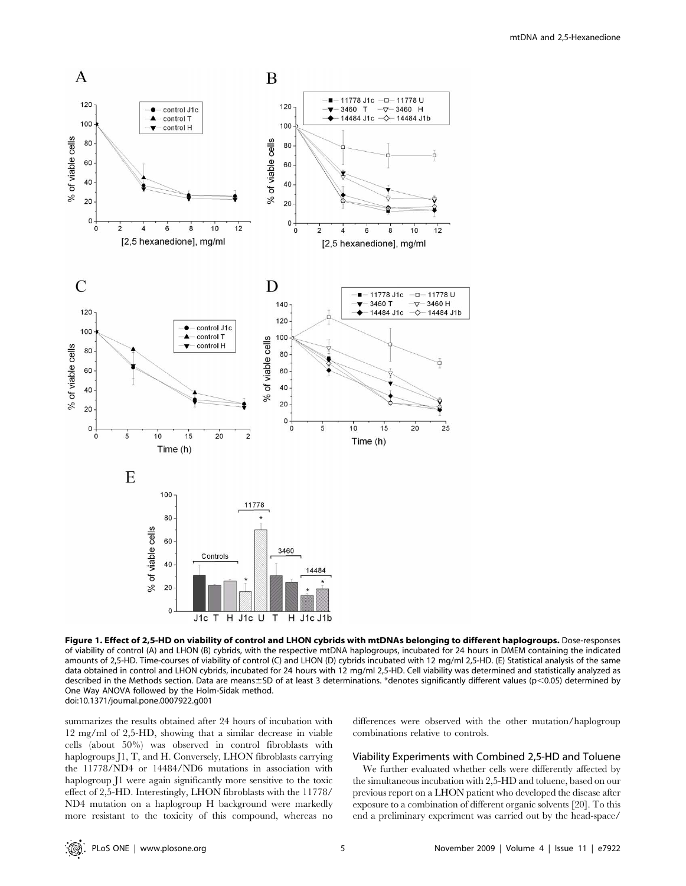**Figure 1. Effect of 2,5-HD on viability of control and LHON cybrids with mtDNAs belonging to different haplogroups.** Dose-responses of viability of control (A) and LHON (B) cybrids, with the respective mtDNA haplogroups, incubated for 24 hours in DMEM containing the indicated amounts of 2,5-HD. Time-courses of viability of control (C) and LHON (D) cybrids incubated with 12 mg/ml 2,5-HD. (E) Statistical analysis of the same data obtained in control and LHON cybrids, incubated for 24 hours with 12 mg/ml 2,5-HD. Cell viability was determined and statistically analyzed as described in the Methods section. Data are means±SD of at least 3 determinations. *denotes significantly different values ($p<0.05$) determined by One Way ANOVA followed by the Holm-Sidak method.
doi:10.1371/journal.pone.0007922.g001

summarizes the results obtained after 24 hours of incubation with 12 mg/ml of 2,5-HD, showing that a similar decrease in viable cells (about 50%) was observed in control fibroblasts with haplogroups J1, T, and H. Conversely, LHON fibroblasts carrying the 11778/ND4 or 14484/ND6 mutations in association with haplogroup J1 were again significantly more sensitive to the toxic effect of 2,5-HD. Interestingly, LHON fibroblasts with the 11778/ND4 mutation on a haplogroup H background were markedly more resistant to the toxicity of this compound, whereas no differences were observed with the other mutation/haplogroup combinations relative to controls.

### Viability Experiments with Combined 2,5-HD and Toluene

We further evaluated whether cells were differently affected by the simultaneous incubation with 2,5-HD and toluene, based on our previous report on a LHON patient who developed the disease after exposure to a combination of different organic solvents [20]. To this end a preliminary experiment was carried out by the head-space/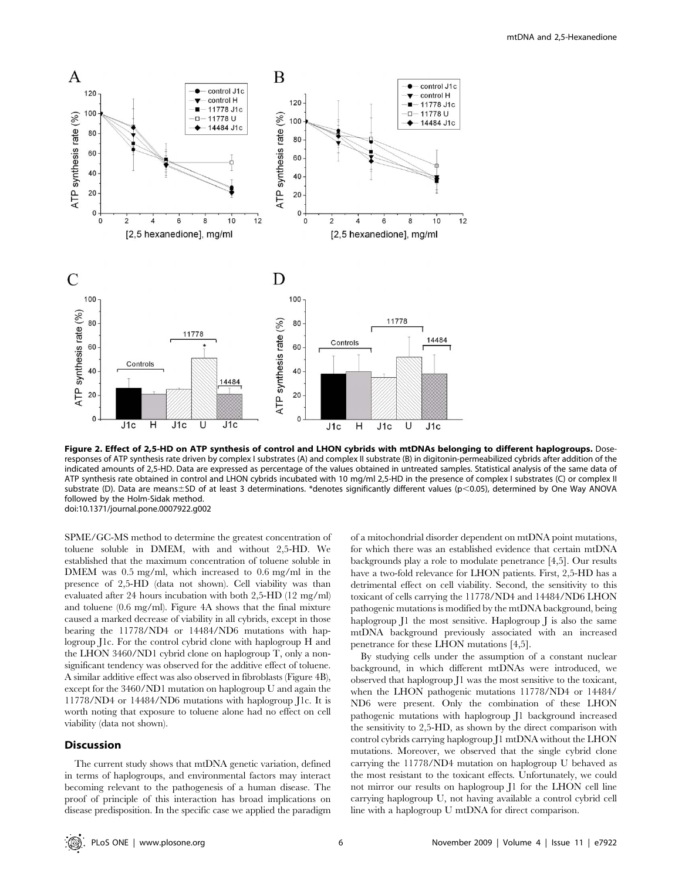**Figure 2. Effect of 2,5-HD on ATP synthesis of control and LHON cybrids with mtDNAs belonging to different haplogroups.** Dose-responses of ATP synthesis rate driven by complex I substrates (A) and complex II substrate (B) in digitonin-permeabilized cybrids after addition of the indicated amounts of 2,5-HD. Data are expressed as percentage of the values obtained in untreated samples. Statistical analysis of the same data of ATP synthesis rate obtained in control and LHON cybrids incubated with 10 mg/ml 2,5-HD in the presence of complex I substrates (C) or complex II substrate (D). Data are means±SD of at least 3 determinations. *denotes significantly different values ($p<0.05$), determined by One Way ANOVA followed by the Holm-Sidak method.
doi:10.1371/journal.pone.0007922.g002

SPME/GC-MS method to determine the greatest concentration of toluene soluble in DMEM, with and without 2,5-HD. We established that the maximum concentration of toluene soluble in DMEM was 0.5 mg/ml, which increased to 0.6 mg/ml in the presence of 2,5-HD (data not shown). Cell viability was than evaluated after 24 hours incubation with both 2,5-HD (12 mg/ml) and toluene (0.6 mg/ml). Figure 4A shows that the final mixture caused a marked decrease of viability in all cybrids, except in those bearing the 11778/ND4 or 14484/ND6 mutations with haplogroup J1c. For the control cybrid clone with haplogroup H and the LHON 3460/ND1 cybrid clone on haplogroup T, only a non-significant tendency was observed for the additive effect of toluene. A similar additive effect was also observed in fibroblasts (Figure 4B), except for the 3460/ND1 mutation on haplogroup U and again the 11778/ND4 or 14484/ND6 mutations with haplogroup J1c. It is worth noting that exposure to toluene alone had no effect on cell viability (data not shown).

## Discussion

The current study shows that mtDNA genetic variation, defined in terms of haplogroups, and environmental factors may interact becoming relevant to the pathogenesis of a human disease. The proof of principle of this interaction has broad implications on disease predisposition. In the specific case we applied the paradigm of a mitochondrial disorder dependent on mtDNA point mutations, for which there was an established evidence that certain mtDNA backgrounds play a role to modulate penetrance [4,5]. Our results have a two-fold relevance for LHON patients. First, 2,5-HD has a detrimental effect on cell viability. Second, the sensitivity to this toxicant of cells carrying the 11778/ND4 and 14484/ND6 LHON pathogenic mutations is modified by the mtDNA background, being haplogroup J1 the most sensitive. Haplogroup J is also the same mtDNA background previously associated with an increased penetrance for these LHON mutations [4,5].

By studying cells under the assumption of a constant nuclear background, in which different mtDNAs were introduced, we observed that haplogroup J1 was the most sensitive to the toxicant, when the LHON pathogenic mutations 11778/ND4 or 14484/ND6 were present. Only the combination of these LHON pathogenic mutations with haplogroup J1 background increased the sensitivity to 2,5-HD, as shown by the direct comparison with control cybrids carrying haplogroup J1 mtDNA without the LHON mutations. Moreover, we observed that the single cybrid clone carrying the 11778/ND4 mutation on haplogroup U behaved as the most resistant to the toxicant effects. Unfortunately, we could not mirror our results on haplogroup J1 for the LHON cell line carrying haplogroup U, not having available a control cybrid cell line with a haplogroup U mtDNA for direct comparison.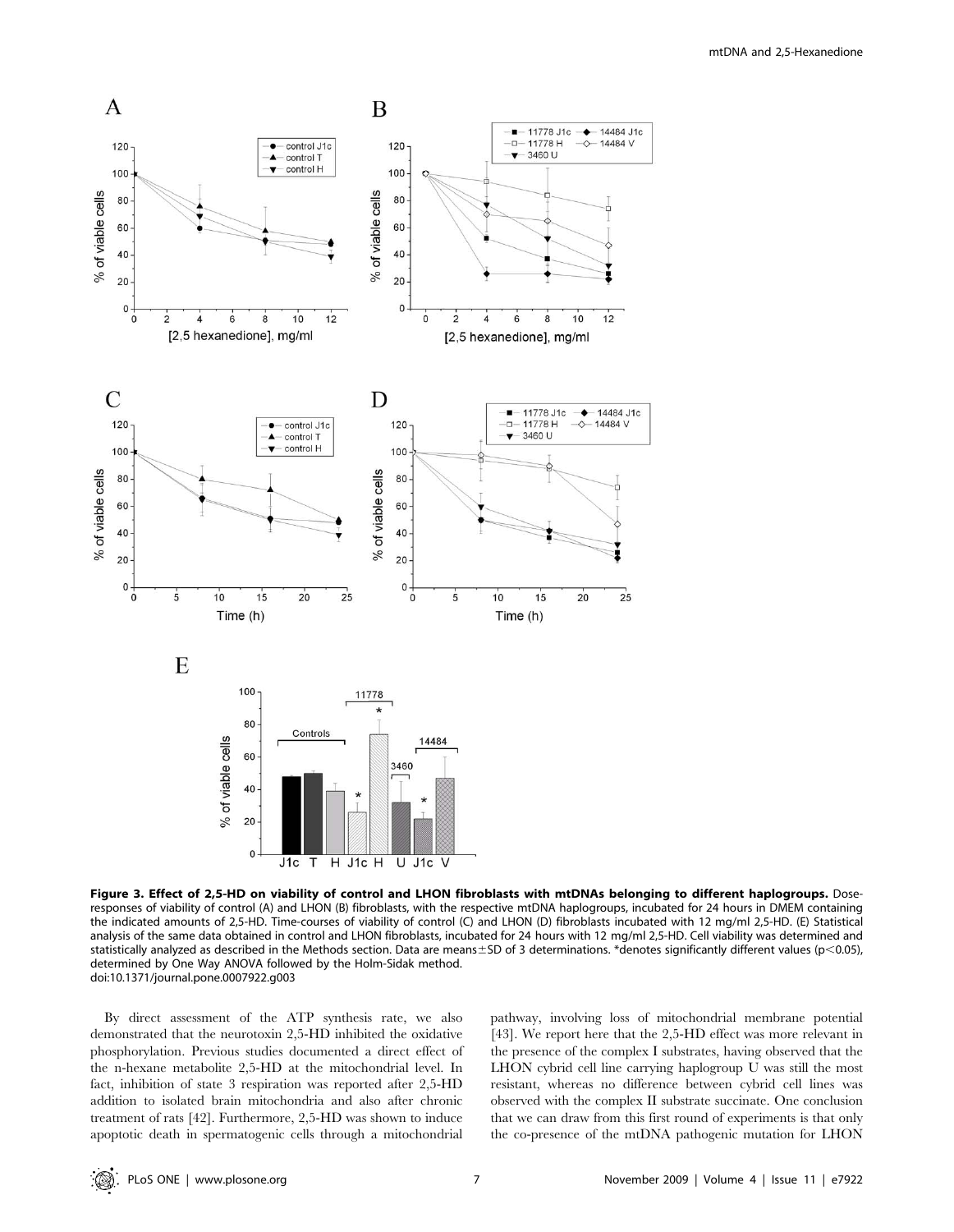**Figure 3. Effect of 2,5-HD on viability of control and LHON fibroblasts with mtDNAs belonging to different haplogroups.** Dose-responses of viability of control (A) and LHON (B) fibroblasts, with the respective mtDNA haplogroups, incubated for 24 hours in DMEM containing the indicated amounts of 2,5-HD. Time-courses of viability of control (C) and LHON (D) fibroblasts incubated with 12 mg/ml 2,5-HD. (E) Statistical analysis of the same data obtained in control and LHON fibroblasts, incubated for 24 hours with 12 mg/ml 2,5-HD. Cell viability was determined and statistically analyzed as described in the Methods section. Data are means±SD of 3 determinations. *denotes significantly different values ($p<0.05$), determined by One Way ANOVA followed by the Holm-Sidak method.
doi:10.1371/journal.pone.0007922.g003

By direct assessment of the ATP synthesis rate, we also demonstrated that the neurotoxin 2,5-HD inhibited the oxidative phosphorylation. Previous studies documented a direct effect of the n-hexane metabolite 2,5-HD at the mitochondrial level. In fact, inhibition of state 3 respiration was reported after 2,5-HD addition to isolated brain mitochondria and also after chronic treatment of rats [42]. Furthermore, 2,5-HD was shown to induce apoptotic death in spermatogenic cells through a mitochondrial pathway, involving loss of mitochondrial membrane potential [43]. We report here that the 2,5-HD effect was more relevant in the presence of the complex I substrates, having observed that the LHON cybrid cell line carrying haplogroup U was still the most resistant, whereas no difference between cybrid cell lines was observed with the complex II substrate succinate. One conclusion that we can draw from this first round of experiments is that only the co-presence of the mtDNA pathogenic mutation for LHON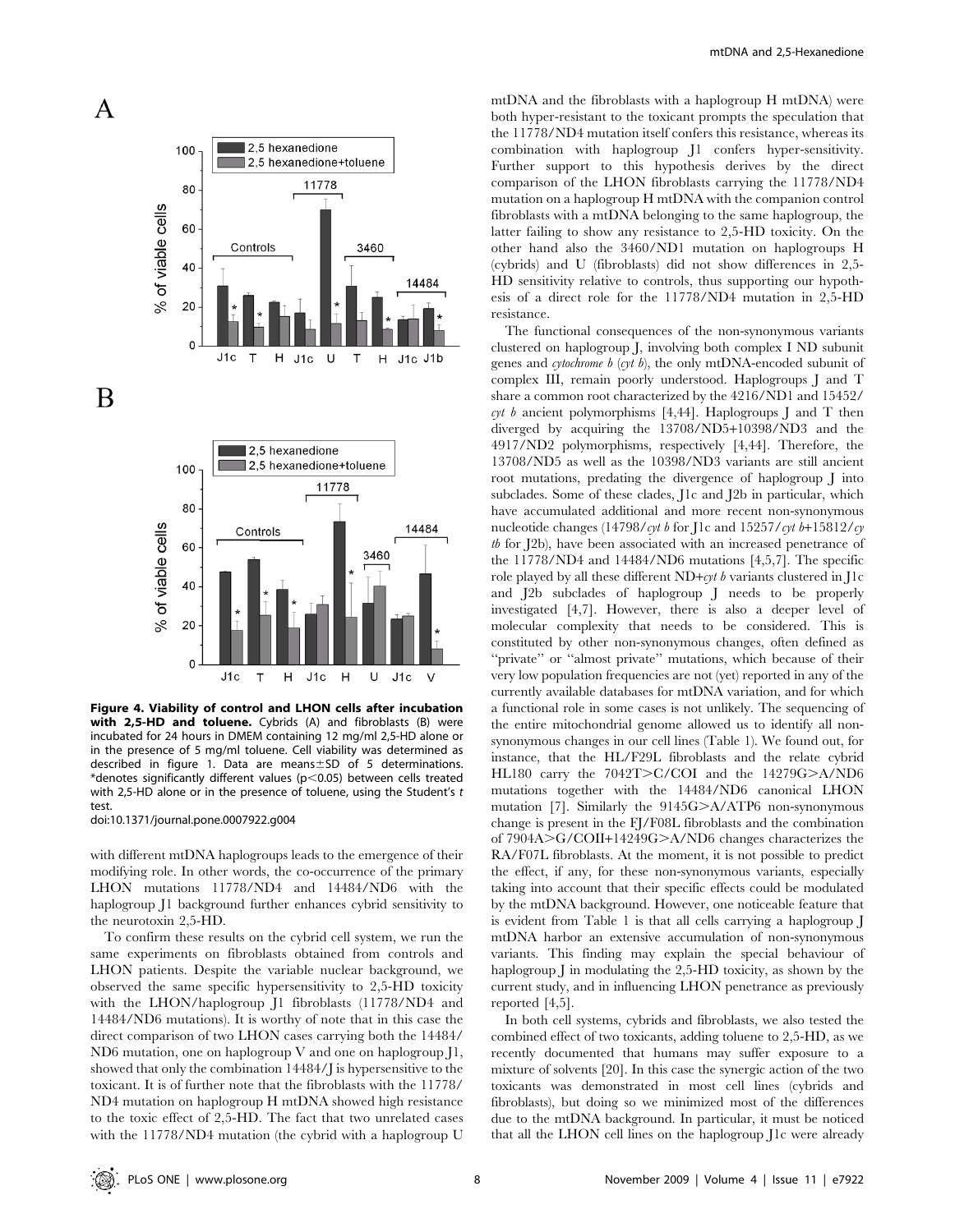**Figure 4. Viability of control and LHON cells after incubation with 2,5-HD and toluene.** Cybrids (A) and fibroblasts (B) were incubated for 24 hours in DMEM containing 12 mg/ml 2,5-HD alone or in the presence of 5 mg/ml toluene. Cell viability was determined as described in figure 1. Data are means±SD of 5 determinations. *denotes significantly different values ($p<0.05$) between cells treated with 2,5-HD alone or in the presence of toluene, using the Student's *t* test.
doi:10.1371/journal.pone.0007922.g004

with different mtDNA haplogroups leads to the emergence of their modifying role. In other words, the co-occurrence of the primary LHON mutations 11778/ND4 and 14484/ND6 with the haplogroup J1 background further enhances cybrid sensitivity to the neurotoxin 2,5-HD.

To confirm these results on the cybrid cell system, we run the same experiments on fibroblasts obtained from controls and LHON patients. Despite the variable nuclear background, we observed the same specific hypersensitivity to 2,5-HD toxicity with the LHON/haplogroup J1 fibroblasts (11778/ND4 and 14484/ND6 mutations). It is worthy of note that in this case the direct comparison of two LHON cases carrying both the 14484/ND6 mutation, one on haplogroup V and one on haplogroup J1, showed that only the combination 14484/J is hypersensitive to the toxicant. It is of further note that the fibroblasts with the 11778/ND4 mutation on haplogroup H mtDNA showed high resistance to the toxic effect of 2,5-HD. The fact that two unrelated cases with the 11778/ND4 mutation (the cybrid with a haplogroup U mtDNA and the fibroblasts with a haplogroup H mtDNA) were both hyper-resistant to the toxicant prompts the speculation that the 11778/ND4 mutation itself confers this resistance, whereas its combination with haplogroup J1 confers hyper-sensitivity. Further support to this hypothesis derives by the direct comparison of the LHON fibroblasts carrying the 11778/ND4 mutation on a haplogroup H mtDNA with the companion control fibroblasts with a mtDNA belonging to the same haplogroup, the latter failing to show any resistance to 2,5-HD toxicity. On the other hand also the 3460/ND1 mutation on haplogroups H (cybrids) and U (fibroblasts) did not show differences in 2,5-HD sensitivity relative to controls, thus supporting our hypothesis of a direct role for the 11778/ND4 mutation in 2,5-HD resistance.

The functional consequences of the non-synonymous variants clustered on haplogroup J, involving both complex I ND subunit genes and *cytochrome b* (*cyt b*), the only mtDNA-encoded subunit of complex III, remain poorly understood. Haplogroups J and T share a common root characterized by the 4216/ND1 and 15452/*cyt b* ancient polymorphisms [4,44]. Haplogroups J and T then diverged by acquiring the 13708/ND5+10398/ND3 and the 4917/ND2 polymorphisms, respectively [4,44]. Therefore, the 13708/ND5 as well as the 10398/ND3 variants are still ancient root mutations, predating the divergence of haplogroup J into subclades. Some of these clades, J1c and J2b in particular, which have accumulated additional and more recent non-synonymous nucleotide changes (14798/*cyt b* for J1c and 15257/*cyt b*+15812/*cy tb* for J2b), have been associated with an increased penetrance of the 11778/ND4 and 14484/ND6 mutations [4,5,7]. The specific role played by all these different ND+*cyt b* variants clustered in J1c and J2b subclades of haplogroup J needs to be properly investigated [4,7]. However, there is also a deeper level of molecular complexity that needs to be considered. This is constituted by other non-synonymous changes, often defined as "private" or "almost private" mutations, which because of their very low population frequencies are not (yet) reported in any of the currently available databases for mtDNA variation, and for which a functional role in some cases is not unlikely. The sequencing of the entire mitochondrial genome allowed us to identify all non-synonymous changes in our cell lines (Table 1). We found out, for instance, that the HL/F29L fibroblasts and the relate cybrid HL180 carry the 7042T>C/COI and the 14279G>A/ND6 mutations together with the 14484/ND6 canonical LHON mutation [7]. Similarly the 9145G>A/ATP6 non-synonymous change is present in the FJ/F08L fibroblasts and the combination of 7904A>G/COII+14249G>A/ND6 changes characterizes the RA/F07L fibroblasts. At the moment, it is not possible to predict the effect, if any, for these non-synonymous variants, especially taking into account that their specific effects could be modulated by the mtDNA background. However, one noticeable feature that is evident from Table 1 is that all cells carrying a haplogroup J mtDNA harbor an extensive accumulation of non-synonymous variants. This finding may explain the special behaviour of haplogroup J in modulating the 2,5-HD toxicity, as shown by the current study, and in influencing LHON penetrance as previously reported [4,5].

In both cell systems, cybrids and fibroblasts, we also tested the combined effect of two toxicants, adding toluene to 2,5-HD, as we recently documented that humans may suffer exposure to a mixture of solvents [20]. In this case the synergic action of the two toxicants was demonstrated in most cell lines (cybrids and fibroblasts), but doing so we minimized most of the differences due to the mtDNA background. In particular, it must be noticed that all the LHON cell lines on the haplogroup J1c were already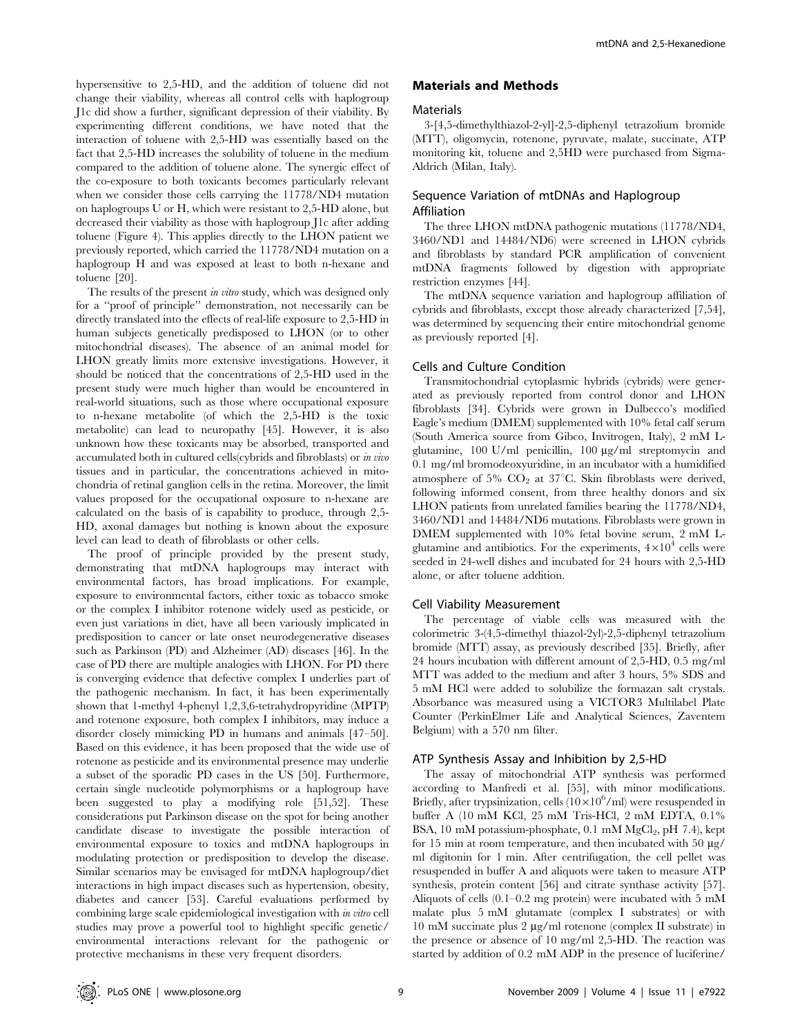hypersensitive to 2,5-HD, and the addition of toluene did not change their viability, whereas all control cells with haplogroup J1c did show a further, significant depression of their viability. By experimenting different conditions, we have noted that the interaction of toluene with 2,5-HD was essentially based on the fact that 2,5-HD increases the solubility of toluene in the medium compared to the addition of toluene alone. The synergic effect of the co-exposure to both toxicants becomes particularly relevant when we consider those cells carrying the 11778/ND4 mutation on haplogroups U or H, which were resistant to 2,5-HD alone, but decreased their viability as those with haplogroup J1c after adding toluene (Figure 4). This applies directly to the LHON patient we previously reported, which carried the 11778/ND4 mutation on a haplogroup H and was exposed at least to both n-hexane and toluene [20].

The results of the present *in vitro* study, which was designed only for a "proof of principle" demonstration, not necessarily can be directly translated into the effects of real-life exposure to 2,5-HD in human subjects genetically predisposed to LHON (or to other mitochondrial diseases). The absence of an animal model for LHON greatly limits more extensive investigations. However, it should be noticed that the concentrations of 2,5-HD used in the present study were much higher than would be encountered in real-world situations, such as those where occupational exposure to n-hexane metabolite (of which the 2,5-HD is the toxic metabolite) can lead to neuropathy [45]. However, it is also unknown how these toxicants may be absorbed, transported and accumulated both in cultured cells(cybrids and fibroblasts) or *in vivo* tissues and in particular, the concentrations achieved in mitochondria of retinal ganglion cells in the retina. Moreover, the limit values proposed for the occupational oxposure to n-hexane are calculated on the basis of is capability to produce, through 2,5-HD, axonal damages but nothing is known about the exposure level can lead to death of fibroblasts or other cells.

The proof of principle provided by the present study, demonstrating that mtDNA haplogroups may interact with environmental factors, has broad implications. For example, exposure to environmental factors, either toxic as tobacco smoke or the complex I inhibitor rotenone widely used as pesticide, or even just variations in diet, have all been variously implicated in predisposition to cancer or late onset neurodegenerative diseases such as Parkinson (PD) and Alzheimer (AD) diseases [46]. In the case of PD there are multiple analogies with LHON. For PD there is converging evidence that defective complex I underlies part of the pathogenic mechanism. In fact, it has been experimentally shown that 1-methyl 4-phenyl 1,2,3,6-tetrahydropyridine (MPTP) and rotenone exposure, both complex I inhibitors, may induce a disorder closely mimicking PD in humans and animals [47–50]. Based on this evidence, it has been proposed that the wide use of rotenone as pesticide and its environmental presence may underlie a subset of the sporadic PD cases in the US [50]. Furthermore, certain single nucleotide polymorphisms or a haplogroup have been suggested to play a modifying role [51,52]. These considerations put Parkinson disease on the spot for being another candidate disease to investigate the possible interaction of environmental exposure to toxics and mtDNA haplogroups in modulating protection or predisposition to develop the disease. Similar scenarios may be envisaged for mtDNA haplogroup/diet interactions in high impact diseases such as hypertension, obesity, diabetes and cancer [53]. Careful evaluations performed by combining large scale epidemiological investigation with *in vitro* cell studies may prove a powerful tool to highlight specific genetic/environmental interactions relevant for the pathogenic or protective mechanisms in these very frequent disorders.

## Materials and Methods

### Materials

3-[4,5-dimethylthiazol-2-yl]-2,5-diphenyl tetrazolium bromide (MTT), oligomycin, rotenone, pyruvate, malate, succinate, ATP monitoring kit, toluene and 2,5HD were purchased from Sigma-Aldrich (Milan, Italy).

### Sequence Variation of mtDNAs and Haplogroup Affiliation

The three LHON mtDNA pathogenic mutations (11778/ND4, 3460/ND1 and 14484/ND6) were screened in LHON cybrids and fibroblasts by standard PCR amplification of convenient mtDNA fragments followed by digestion with appropriate restriction enzymes [44].

The mtDNA sequence variation and haplogroup affiliation of cybrids and fibroblasts, except those already characterized [7,54], was determined by sequencing their entire mitochondrial genome as previously reported [4].

### Cells and Culture Condition

Transmitochondrial cytoplasmic hybrids (cybrids) were generated as previously reported from control donor and LHON fibroblasts [34]. Cybrids were grown in Dulbecco's modified Eagle's medium (DMEM) supplemented with 10% fetal calf serum (South America source from Gibco, Invitrogen, Italy), 2 mM L-glutamine, 100 U/ml penicillin, 100 μg/ml streptomycin and 0.1 mg/ml bromodeoxyuridine, in an incubator with a humidified atmosphere of 5% $CO_2$ at 37°C. Skin fibroblasts were derived, following informed consent, from three healthy donors and six LHON patients from unrelated families bearing the 11778/ND4, 3460/ND1 and 14484/ND6 mutations. Fibroblasts were grown in DMEM supplemented with 10% fetal bovine serum, 2 mM L-glutamine and antibiotics. For the experiments, $4\times10^4$ cells were seeded in 24-well dishes and incubated for 24 hours with 2,5-HD alone, or after toluene addition.

### Cell Viability Measurement

The percentage of viable cells was measured with the colorimetric 3-(4,5-dimethyl thiazol-2yl)-2,5-diphenyl tetrazolium bromide (MTT) assay, as previously described [35]. Briefly, after 24 hours incubation with different amount of 2,5-HD, 0.5 mg/ml MTT was added to the medium and after 3 hours, 5% SDS and 5 mM HCl were added to solubilize the formazan salt crystals. Absorbance was measured using a VICTOR3 Multilabel Plate Counter (PerkinElmer Life and Analytical Sciences, Zaventem Belgium) with a 570 nm filter.

### ATP Synthesis Assay and Inhibition by 2,5-HD

The assay of mitochondrial ATP synthesis was performed according to Manfredi et al. [55], with minor modifications. Briefly, after trypsinization, cells ($10\times10^6$/ml) were resuspended in buffer A (10 mM KCl, 25 mM Tris-HCl, 2 mM EDTA, 0.1% BSA, 10 mM potassium-phosphate, 0.1 mM $MgCl_2$, pH 7.4), kept for 15 min at room temperature, and then incubated with 50 μg/ml digitonin for 1 min. After centrifugation, the cell pellet was resuspended in buffer A and aliquots were taken to measure ATP synthesis, protein content [56] and citrate synthase activity [57]. Aliquots of cells (0.1–0.2 mg protein) were incubated with 5 mM malate plus 5 mM glutamate (complex I substrates) or with 10 mM succinate plus 2 μg/ml rotenone (complex II substrate) in the presence or absence of 10 mg/ml 2,5-HD. The reaction was started by addition of 0.2 mM ADP in the presence of luciferine/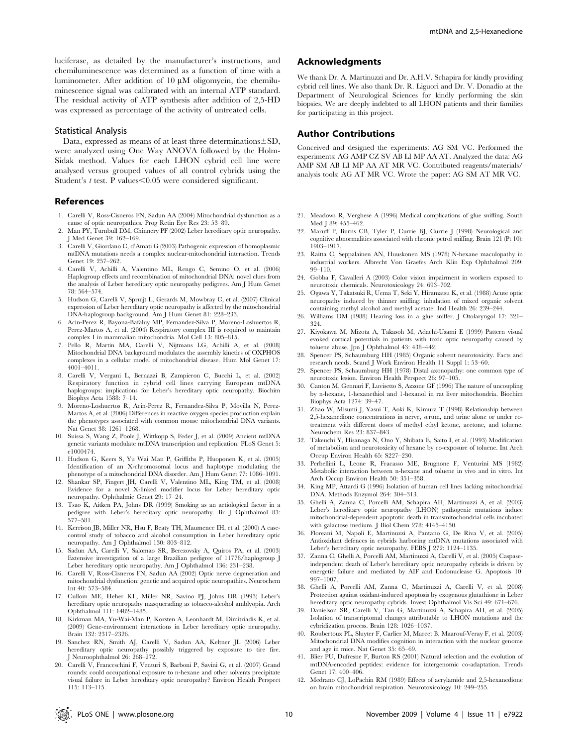luciferase, as detailed by the manufacturer's instructions, and chemiluminescence was determined as a function of time with a luminometer. After addition of 10 µM oligomycin, the chemiluminescence signal was calibrated with an internal ATP standard. The residual activity of ATP synthesis after addition of 2,5-HD was expressed as percentage of the activity of untreated cells.

### Statistical Analysis

Data, expressed as means of at least three determinations±SD, were analyzed using One Way ANOVA followed by the Holm-Sidak method. Values for each LHON cybrid cell line were analysed versus grouped values of all control cybrids using the Student's *t* test. P values<0.05 were considered significant.

## Acknowledgments

We thank Dr. A. Martinuzzi and Dr. A.H.V. Schapira for kindly providing cybrid cell lines. We also thank Dr. R. Liguori and Dr. V. Donadio at the Department of Neurological Sciences for kindly performing the skin biopsies. We are deeply indebted to all LHON patients and their families for participating in this project.

## Author Contributions

Conceived and designed the experiments: AG SM VC. Performed the experiments: AG AMP CZ SV AB LI MP AA AT. Analyzed the data: AG AMP SM AB LI MP AA AT MR VC. Contributed reagents/materials/analysis tools: AG AT MR VC. Wrote the paper: AG SM AT MR VC.

## References

1. Carelli V, Ross-Cisneros FN, Sadun AA (2004) Mitochondrial dysfunction as a cause of optic neuropathies. Prog Retin Eye Res 23: 53–89.
2. Man PY, Turnbull DM, Chinnery PF (2002) Leber hereditary optic neuropathy. J Med Genet 39: 162–169.
3. Carelli V, Giordano C, d'Amati G (2003) Pathogenic expression of homoplasmic mtDNA mutations needs a complex nuclear-mitochondrial interaction. Trends Genet 19: 257–262.
4. Carelli V, Achilli A, Valentino ML, Rengo C, Semino O, et al. (2006) Haplogroup effects and recombination of mitochondrial DNA: novel clues from the analysis of Leber hereditary optic neuropathy pedigrees. Am J Hum Genet 78: 564–574.
5. Hudson G, Carelli V, Spruijt L, Gerards M, Mowbray C, et al. (2007) Clinical expression of Leber hereditary optic neuropathy is affected by the mitochondrial DNA-haplogroup background. Am J Hum Genet 81: 228–233.
6. Acin-Perez R, Bayona-Bafaluy MP, Fernandez-Silva P, Moreno-Loshuertos R, Perez-Martos A, et al. (2004) Respiratory complex III is required to maintain complex I in mammalian mitochondria. Mol Cell 13: 805–815.
7. Pello R, Martin MA, Carelli V, Nijtmans LG, Achilli A, et al. (2008) Mitochondrial DNA background modulates the assembly kinetics of OXPHOS complexes in a cellular model of mitochondrial disease. Hum Mol Genet 17: 4001–4011.
8. Carelli V, Vergani L, Bernazzi B, Zampieron C, Bucchi L, et al. (2002) Respiratory function in cybrid cell lines carrying European mtDNA haplogroups: implications for Leber's hereditary optic neuropathy. Biochim Biophys Acta 1588: 7–14.
9. Moreno-Loshuertos R, Acin-Perez R, Fernandez-Silva P, Movilla N, Perez-Martos A, et al. (2006) Differences in reactive oxygen species production explain the phenotypes associated with common mouse mitochondrial DNA variants. Nat Genet 38: 1261–1268.
10. Suissa S, Wang Z, Poole J, Wittkopp S, Feder J, et al. (2009) Ancient mtDNA genetic variants modulate mtDNA transcription and replication. PLoS Genet 5: e1000474.
11. Hudson G, Keers S, Yu Wai Man P, Griffiths P, Huoponen K, et al. (2005) Identification of an X-chromosomal locus and haplotype modulating the phenotype of a mitochondrial DNA disorder. Am J Hum Genet 77: 1086–1091.
12. Shankar SP, Fingert JH, Carelli V, Valentino ML, King TM, et al. (2008) Evidence for a novel X-linked modifier locus for Leber hereditary optic neuropathy. Ophthalmic Genet 29: 17–24.
13. Tsao K, Aitken PA, Johns DR (1999) Smoking as an aetiological factor in a pedigree with Leber's hereditary optic neuropathy. Br J Ophthalmol 83: 577–581.
14. Kerrison JB, Miller NR, Hsu F, Beaty TH, Maumenee IH, et al. (2000) A case-control study of tobacco and alcohol consumption in Leber hereditary optic neuropathy. Am J Ophthalmol 130: 803–812.
15. Sadun AA, Carelli V, Salomao SR, Berezovsky A, Quiros PA, et al. (2003) Extensive investigation of a large Brazilian pedigree of 11778/haplogroup J Leber hereditary optic neuropathy. Am J Ophthalmol 136: 231–238.
16. Carelli V, Ross-Cisneros FN, Sadun AA (2002) Optic nerve degeneration and mitochondrial dysfunction: genetic and acquired optic neuropathies. Neurochem Int 40: 573–584.
17. Cullom ME, Heher KL, Miller NR, Savino PJ, Johns DR (1993) Leber's hereditary optic neuropathy masquerading as tobacco-alcohol amblyopia. Arch Ophthalmol 111: 1482–1485.
18. Kirkman MA, Yu-Wai-Man P, Korsten A, Leonhardt M, Dimitriadis K, et al. (2009) Gene-environment interactions in Leber hereditary optic neuropathy. Brain 132: 2317–2326.
19. Sanchez RN, Smith AJ, Carelli V, Sadun AA, Keltner JL (2006) Leber hereditary optic neuropathy possibly triggered by exposure to tire fire. J Neuroophthalmol 26: 268–272.
20. Carelli V, Franceschini F, Venturi S, Barboni P, Savini G, et al. (2007) Grand rounds: could occupational exposure to n-hexane and other solvents precipitate visual failure in Leber hereditary optic neuropathy? Environ Health Perspect 115: 113–115.
21. Meadows R, Verghese A (1996) Medical complications of glue sniffing. South Med J 89: 455–462.
22. Maruff P, Burns CB, Tyler P, Currie BJ, Currie J (1998) Neurological and cognitive abnormalities associated with chronic petrol sniffing. Brain 121 (Pt 10): 1903–1917.
23. Raitta C, Seppalainen AN, Huuskonen MS (1978) N-hexane maculopathy in industrial workers. Albrecht Von Graefes Arch Klin Exp Ophthalmol 209: 99–110.
24. Gobba F, Cavalleri A (2003) Color vision impairment in workers exposed to neurotoxic chemicals. Neurotoxicology 24: 693–702.
25. Ogawa Y, Takatsuki R, Uema T, Seki Y, Hiramatsu K, et al. (1988) Acute optic neuropathy induced by thinner sniffing: inhalation of mixed organic solvent containing methyl alcohol and methyl acetate. Ind Health 26: 239–244.
26. Williams DM (1988) Hearing loss in a glue sniffer. J Otolaryngol 17: 321–324.
27. Kiyokawa M, Mizota A, Takasoh M, Adachi-Usami E (1999) Pattern visual evoked cortical potentials in patients with toxic optic neuropathy caused by toluene abuse. Jpn J Ophthalmol 43: 438–442.
28. Spencer PS, Schaumburg HH (1985) Organic solvent neurotoxicity. Facts and research needs. Scand J Work Environ Health 11 Suppl 1: 53–60.
29. Spencer PS, Schaumburg HH (1978) Distal axonopathy: one common type of neurotoxic lesion. Environ Health Perspect 26: 97–105.
30. Canton M, Gennari F, Luvisetto S, Azzone GF (1996) The nature of uncoupling by n-hexane, 1-hexanethiol and 1-hexanol in rat liver mitochondria. Biochim Biophys Acta 1274: 39–47.
31. Zhao W, Misumi J, Yasui T, Aoki K, Kimura T (1998) Relationship between 2,5-hexanedione concentrations in nerve, serum, and urine alone or under co-treatment with different doses of methyl ethyl ketone, acetone, and toluene. Neurochem Res 23: 837–843.
32. Takeuchi Y, Hisanaga N, Ono Y, Shibata E, Saito I, et al. (1993) Modification of metabolism and neurotoxicity of hexane by co-exposure of toluene. Int Arch Occup Environ Health 65: S227–230.
33. Perbellini L, Leone R, Fracasso ME, Brugnone F, Venturini MS (1982) Metabolic interaction between n-hexane and toluene in vivo and in vitro. Int Arch Occup Environ Health 50: 351–358.
34. King MP, Attardi G (1996) Isolation of human cell lines lacking mitochondrial DNA. Methods Enzymol 264: 304–313.
35. Ghelli A, Zanna C, Porcelli AM, Schapira AH, Martinuzzi A, et al. (2003) Leber's hereditary optic neuropathy (LHON) pathogenic mutations induce mitochondrial-dependent apoptotic death in transmitochondrial cells incubated with galactose medium. J Biol Chem 278: 4145–4150.
36. Floreani M, Napoli E, Martinuzzi A, Pantano G, De Riva V, et al. (2005) Antioxidant defences in cybrids harboring mtDNA mutations associated with Leber's hereditary optic neuropathy. FEBS J 272: 1124–1135.
37. Zanna C, Ghelli A, Porcelli AM, Martinuzzi A, Carelli V, et al. (2005) Caspase-independent death of Leber's hereditary optic neuropathy cybrids is driven by energetic failure and mediated by AIF and Endonuclease G. Apoptosis 10: 997–1007.
38. Ghelli A, Porcelli AM, Zanna C, Martinuzzi A, Carelli V, et al. (2008) Protection against oxidant-induced apoptosis by exogenous glutathione in Leber hereditary optic neuropathy cybrids. Invest Ophthalmol Vis Sci 49: 671–676.
39. Danielson SR, Carelli V, Tan G, Martinuzzi A, Schapira AH, et al. (2005) Isolation of transcriptomal changes attributable to LHON mutations and the cybridization process. Brain 128: 1026–1037.
40. Roubertoux PL, Sluyter F, Carlier M, Marcet B, Maarouf-Veray F, et al. (2003) Mitochondrial DNA modifies cognition in interaction with the nuclear genome and age in mice. Nat Genet 35: 65–69.
41. Blier PU, Dufresne F, Burton RS (2001) Natural selection and the evolution of mtDNA-encoded peptides: evidence for intergenomic co-adaptation. Trends Genet 17: 400–406.
42. Medrano CJ, LoPachin RM (1989) Effects of acrylamide and 2,5-hexanedione on brain mitochondrial respiration. Neurotoxicology 10: 249–255.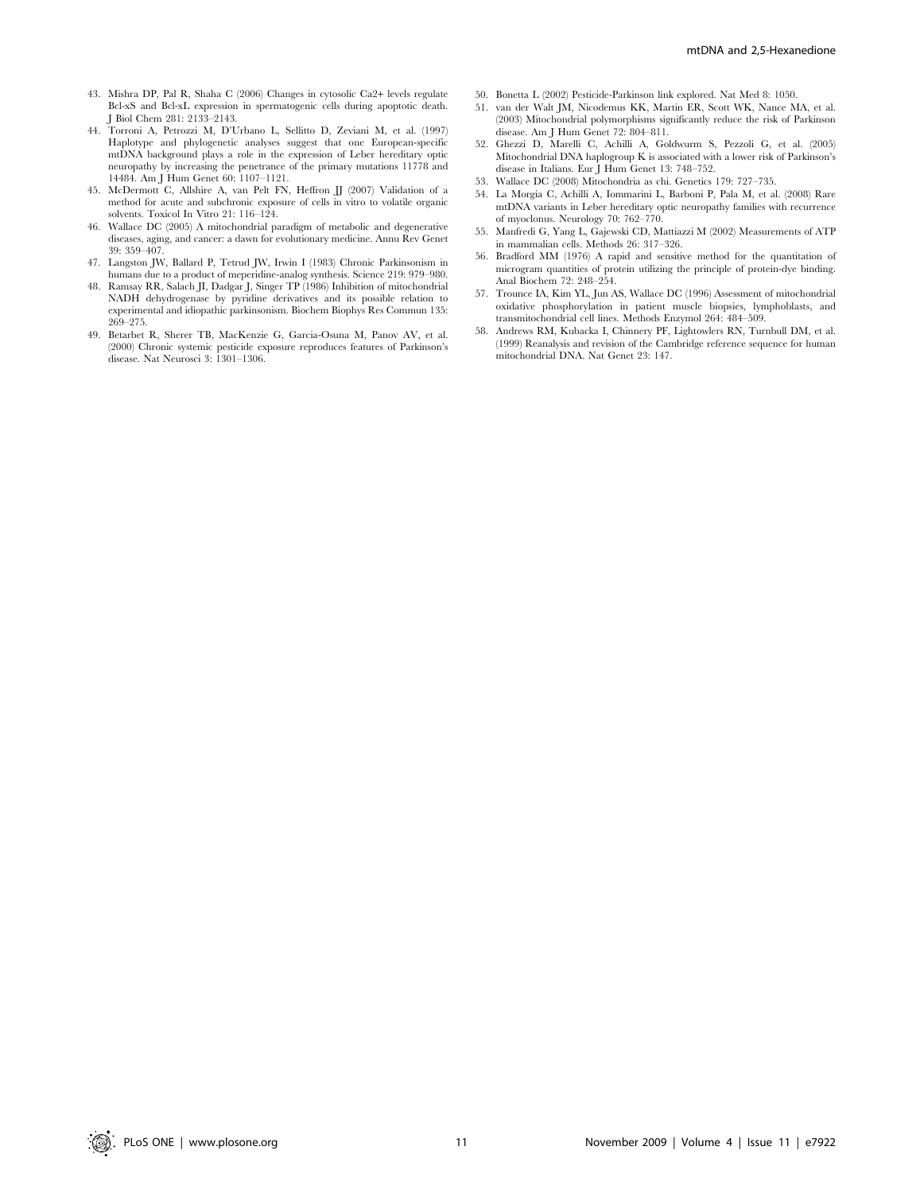43. Mishra DP, Pal R, Shaha C (2006) Changes in cytosolic Ca2+ levels regulate Bcl-xS and Bcl-xL expression in spermatogenic cells during apoptotic death. J Biol Chem 281: 2133–2143.
44. Torroni A, Petrozzi M, D'Urbano L, Sellitto D, Zeviani M, et al. (1997) Haplotype and phylogenetic analyses suggest that one European-specific mtDNA background plays a role in the expression of Leber hereditary optic neuropathy by increasing the penetrance of the primary mutations 11778 and 14484. Am J Hum Genet 60: 1107–1121.
45. McDermott C, Allshire A, van Pelt FN, Heffron JJ (2007) Validation of a method for acute and subchronic exposure of cells in vitro to volatile organic solvents. Toxicol In Vitro 21: 116–124.
46. Wallace DC (2005) A mitochondrial paradigm of metabolic and degenerative diseases, aging, and cancer: a dawn for evolutionary medicine. Annu Rev Genet 39: 359–407.
47. Langston JW, Ballard P, Tetrud JW, Irwin I (1983) Chronic Parkinsonism in humans due to a product of meperidine-analog synthesis. Science 219: 979–980.
48. Ramsay RR, Salach JI, Dadgar J, Singer TP (1986) Inhibition of mitochondrial NADH dehydrogenase by pyridine derivatives and its possible relation to experimental and idiopathic parkinsonism. Biochem Biophys Res Commun 135: 269–275.
49. Betarbet R, Sherer TB, MacKenzie G, Garcia-Osuna M, Panov AV, et al. (2000) Chronic systemic pesticide exposure reproduces features of Parkinson's disease. Nat Neurosci 3: 1301–1306.
50. Bonetta L (2002) Pesticide-Parkinson link explored. Nat Med 8: 1050.
51. van der Walt JM, Nicodemus KK, Martin ER, Scott WK, Nance MA, et al. (2003) Mitochondrial polymorphisms significantly reduce the risk of Parkinson disease. Am J Hum Genet 72: 804–811.
52. Ghezzi D, Marelli C, Achilli A, Goldwurm S, Pezzoli G, et al. (2005) Mitochondrial DNA haplogroup K is associated with a lower risk of Parkinson's disease in Italians. Eur J Hum Genet 13: 748–752.
53. Wallace DC (2008) Mitochondria as chi. Genetics 179: 727–735.
54. La Morgia C, Achilli A, Iommarini L, Barboni P, Pala M, et al. (2008) Rare mtDNA variants in Leber hereditary optic neuropathy families with recurrence of myoclonus. Neurology 70: 762–770.
55. Manfredi G, Yang L, Gajewski CD, Mattiazzi M (2002) Measurements of ATP in mammalian cells. Methods 26: 317–326.
56. Bradford MM (1976) A rapid and sensitive method for the quantitation of microgram quantities of protein utilizing the principle of protein-dye binding. Anal Biochem 72: 248–254.
57. Trounce IA, Kim YL, Jun AS, Wallace DC (1996) Assessment of mitochondrial oxidative phosphorylation in patient muscle biopsies, lymphoblasts, and transmitochondrial cell lines. Methods Enzymol 264: 484–509.
58. Andrews RM, Kubacka I, Chinnery PF, Lightowlers RN, Turnbull DM, et al. (1999) Reanalysis and revision of the Cambridge reference sequence for human mitochondrial DNA. Nat Genet 23: 147.